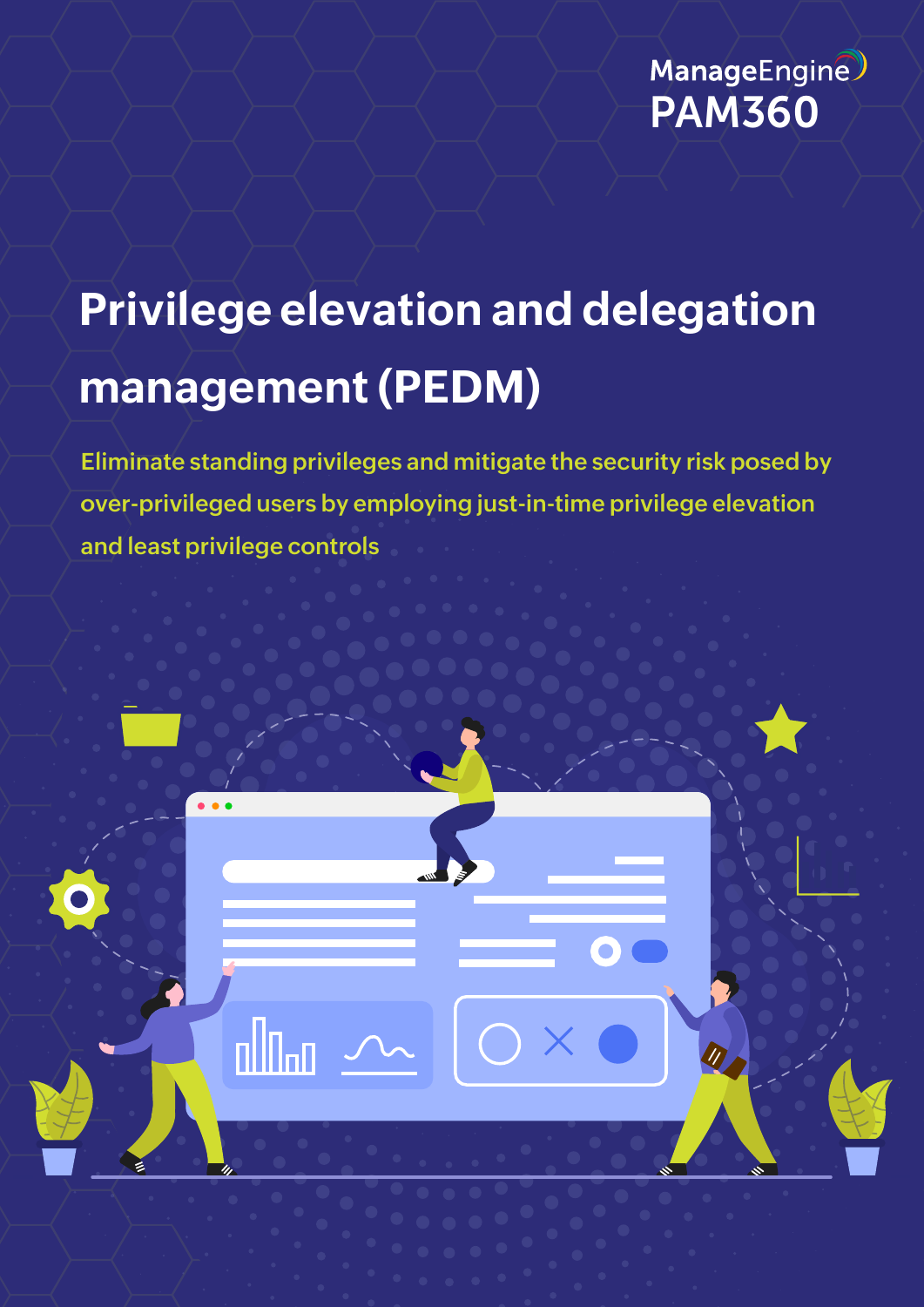ManageEngine
PAM360

# Privilege elevation and delegation management (PEDM)

Eliminate standing privileges and mitigate the security risk posed by over-privileged users by employing just-in-time privilege elevation and least privilege controls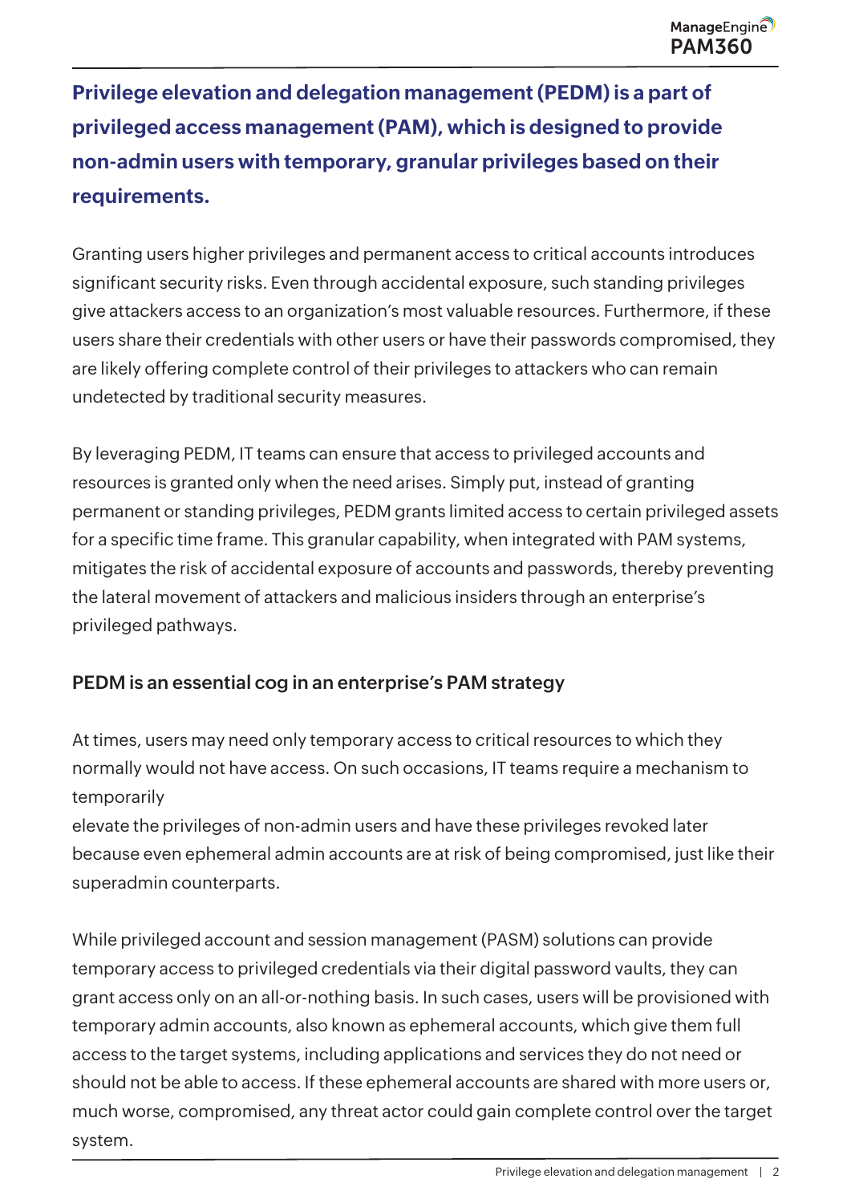**Privilege elevation and delegation management (PEDM) is a part of privileged access management (PAM), which is designed to provide non-admin users with temporary, granular privileges based on their requirements.**

Granting users higher privileges and permanent access to critical accounts introduces significant security risks. Even through accidental exposure, such standing privileges give attackers access to an organization's most valuable resources. Furthermore, if these users share their credentials with other users or have their passwords compromised, they are likely offering complete control of their privileges to attackers who can remain undetected by traditional security measures.

By leveraging PEDM, IT teams can ensure that access to privileged accounts and resources is granted only when the need arises. Simply put, instead of granting permanent or standing privileges, PEDM grants limited access to certain privileged assets for a specific time frame. This granular capability, when integrated with PAM systems, mitigates the risk of accidental exposure of accounts and passwords, thereby preventing the lateral movement of attackers and malicious insiders through an enterprise's privileged pathways.

## PEDM is an essential cog in an enterprise's PAM strategy

At times, users may need only temporary access to critical resources to which they normally would not have access. On such occasions, IT teams require a mechanism to temporarily elevate the privileges of non-admin users and have these privileges revoked later because even ephemeral admin accounts are at risk of being compromised, just like their superadmin counterparts.

While privileged account and session management (PASM) solutions can provide temporary access to privileged credentials via their digital password vaults, they can grant access only on an all-or-nothing basis. In such cases, users will be provisioned with temporary admin accounts, also known as ephemeral accounts, which give them full access to the target systems, including applications and services they do not need or should not be able to access. If these ephemeral accounts are shared with more users or, much worse, compromised, any threat actor could gain complete control over the target system.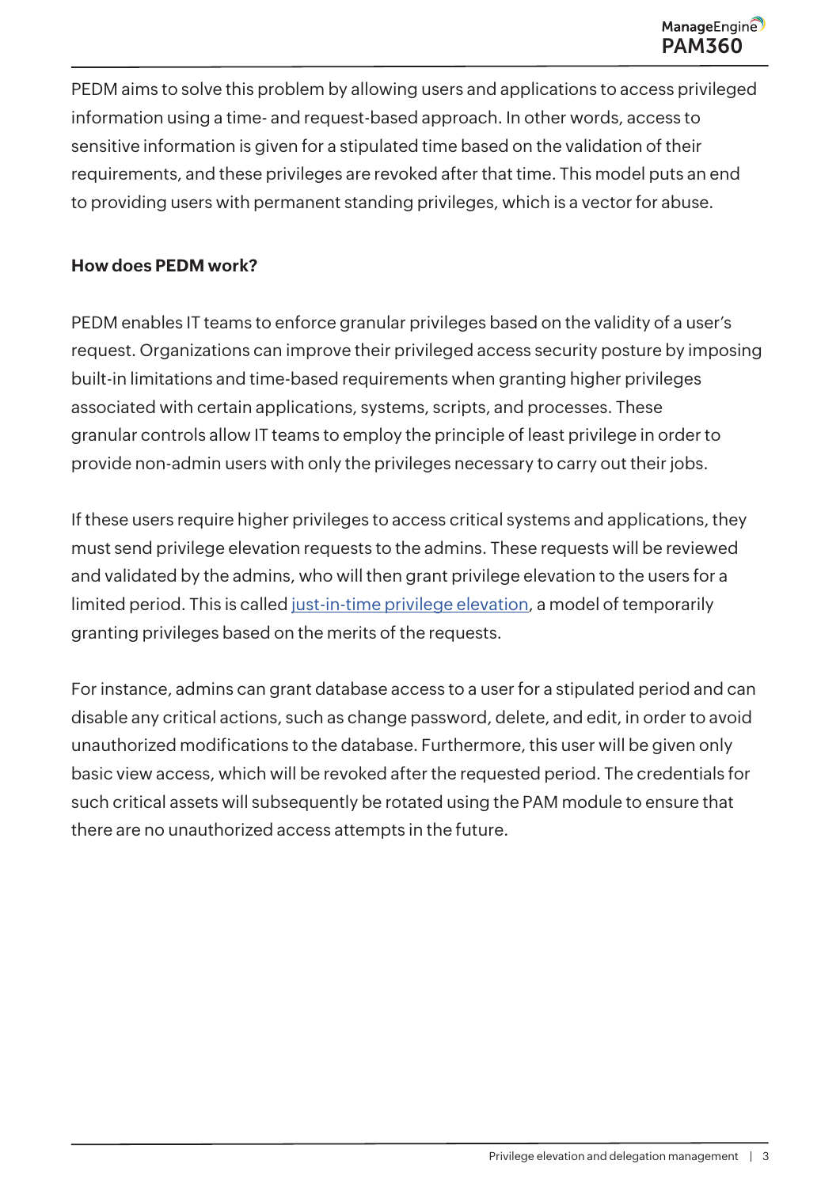PEDM aims to solve this problem by allowing users and applications to access privileged information using a time- and request-based approach. In other words, access to sensitive information is given for a stipulated time based on the validation of their requirements, and these privileges are revoked after that time. This model puts an end to providing users with permanent standing privileges, which is a vector for abuse.

## How does PEDM work?

PEDM enables IT teams to enforce granular privileges based on the validity of a user's request. Organizations can improve their privileged access security posture by imposing built-in limitations and time-based requirements when granting higher privileges associated with certain applications, systems, scripts, and processes. These granular controls allow IT teams to employ the principle of least privilege in order to provide non-admin users with only the privileges necessary to carry out their jobs.

If these users require higher privileges to access critical systems and applications, they must send privilege elevation requests to the admins. These requests will be reviewed and validated by the admins, who will then grant privilege elevation to the users for a limited period. This is called just-in-time privilege elevation, a model of temporarily granting privileges based on the merits of the requests.

For instance, admins can grant database access to a user for a stipulated period and can disable any critical actions, such as change password, delete, and edit, in order to avoid unauthorized modifications to the database. Furthermore, this user will be given only basic view access, which will be revoked after the requested period. The credentials for such critical assets will subsequently be rotated using the PAM module to ensure that there are no unauthorized access attempts in the future.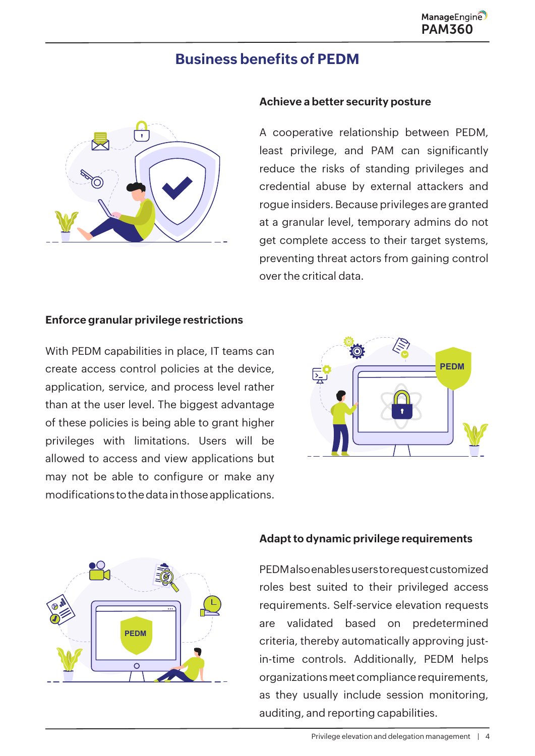# Business benefits of PEDM

### Achieve a better security posture

A cooperative relationship between PEDM, least privilege, and PAM can significantly reduce the risks of standing privileges and credential abuse by external attackers and rogue insiders. Because privileges are granted at a granular level, temporary admins do not get complete access to their target systems, preventing threat actors from gaining control over the critical data.

### Enforce granular privilege restrictions

With PEDM capabilities in place, IT teams can create access control policies at the device, application, service, and process level rather than at the user level. The biggest advantage of these policies is being able to grant higher privileges with limitations. Users will be allowed to access and view applications but may not be able to configure or make any modifications to the data in those applications.

### Adapt to dynamic privilege requirements

PEDM also enables users to request customized roles best suited to their privileged access requirements. Self-service elevation requests are validated based on predetermined criteria, thereby automatically approving just-in-time controls. Additionally, PEDM helps organizations meet compliance requirements, as they usually include session monitoring, auditing, and reporting capabilities.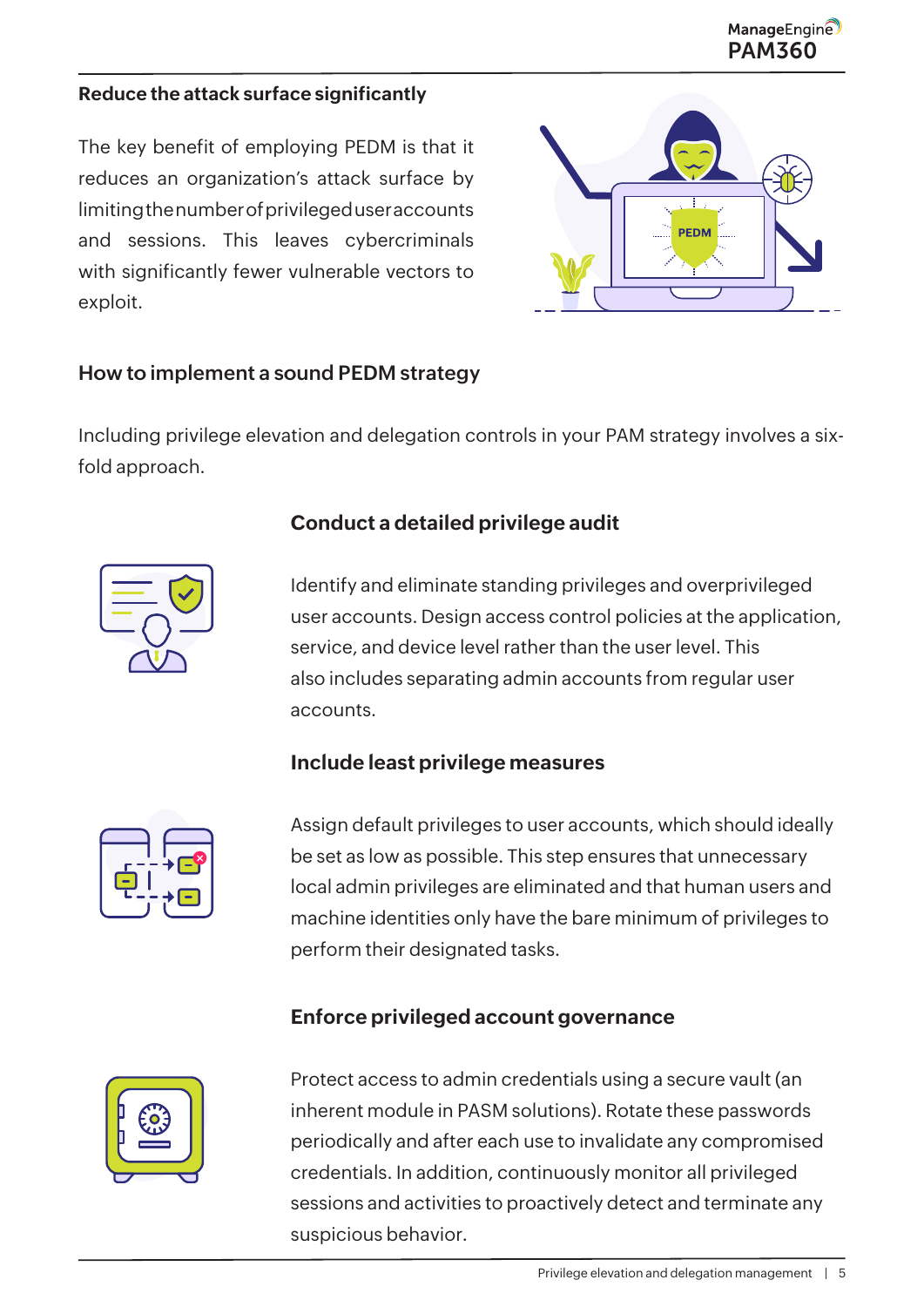### Reduce the attack surface significantly

The key benefit of employing PEDM is that it reduces an organization's attack surface by limiting the number of privileged user accounts and sessions. This leaves cybercriminals with significantly fewer vulnerable vectors to exploit.

## How to implement a sound PEDM strategy

Including privilege elevation and delegation controls in your PAM strategy involves a six-fold approach.

### Conduct a detailed privilege audit

Identify and eliminate standing privileges and overprivileged user accounts. Design access control policies at the application, service, and device level rather than the user level. This also includes separating admin accounts from regular user accounts.

### Include least privilege measures

Assign default privileges to user accounts, which should ideally be set as low as possible. This step ensures that unnecessary local admin privileges are eliminated and that human users and machine identities only have the bare minimum of privileges to perform their designated tasks.

### Enforce privileged account governance

Protect access to admin credentials using a secure vault (an inherent module in PASM solutions). Rotate these passwords periodically and after each use to invalidate any compromised credentials. In addition, continuously monitor all privileged sessions and activities to proactively detect and terminate any suspicious behavior.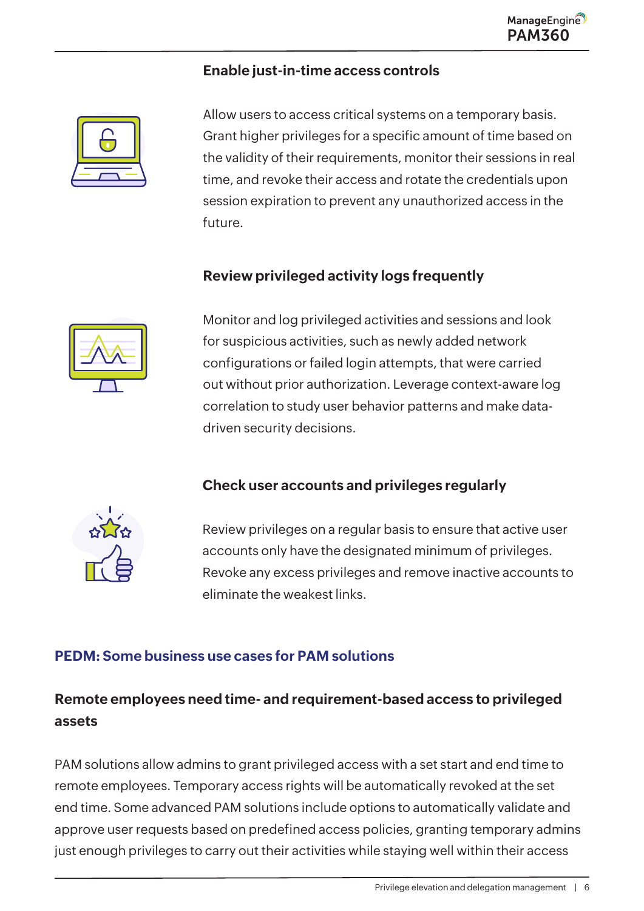### Enable just-in-time access controls

Allow users to access critical systems on a temporary basis. Grant higher privileges for a specific amount of time based on the validity of their requirements, monitor their sessions in real time, and revoke their access and rotate the credentials upon session expiration to prevent any unauthorized access in the future.

### Review privileged activity logs frequently

Monitor and log privileged activities and sessions and look for suspicious activities, such as newly added network configurations or failed login attempts, that were carried out without prior authorization. Leverage context-aware log correlation to study user behavior patterns and make data-driven security decisions.

### Check user accounts and privileges regularly

Review privileges on a regular basis to ensure that active user accounts only have the designated minimum of privileges. Revoke any excess privileges and remove inactive accounts to eliminate the weakest links.

## PEDM: Some business use cases for PAM solutions

### Remote employees need time- and requirement-based access to privileged assets

PAM solutions allow admins to grant privileged access with a set start and end time to remote employees. Temporary access rights will be automatically revoked at the set end time. Some advanced PAM solutions include options to automatically validate and approve user requests based on predefined access policies, granting temporary admins just enough privileges to carry out their activities while staying well within their access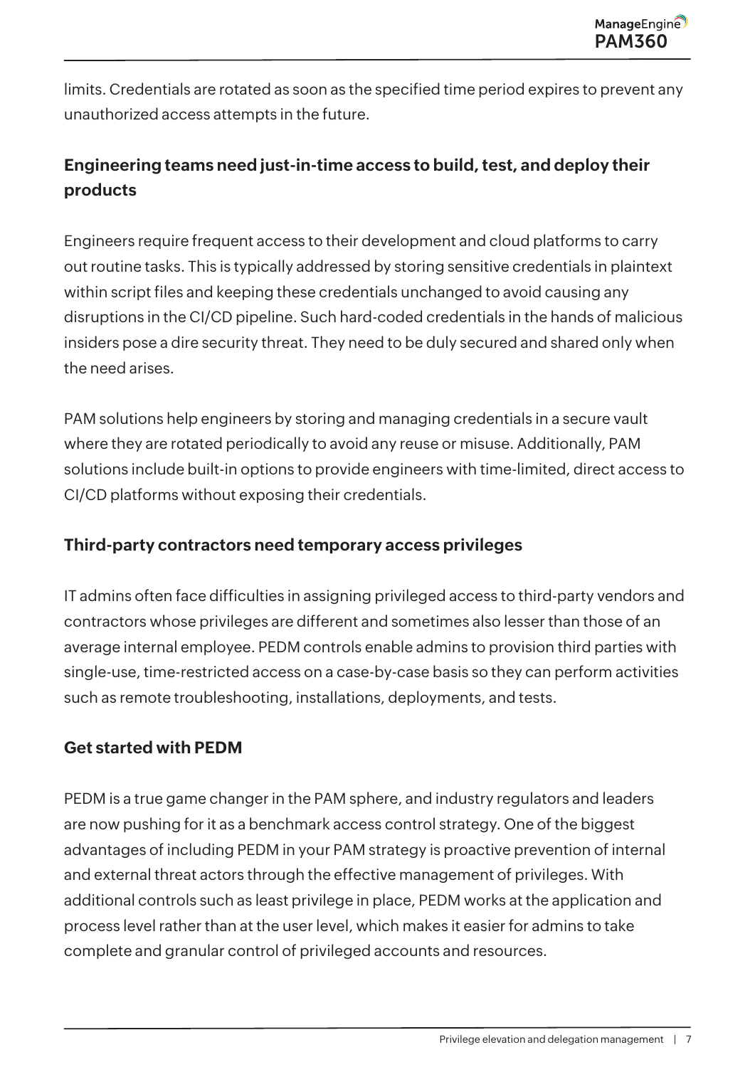limits. Credentials are rotated as soon as the specified time period expires to prevent any unauthorized access attempts in the future.

### Engineering teams need just-in-time access to build, test, and deploy their products

Engineers require frequent access to their development and cloud platforms to carry out routine tasks. This is typically addressed by storing sensitive credentials in plaintext within script files and keeping these credentials unchanged to avoid causing any disruptions in the CI/CD pipeline. Such hard-coded credentials in the hands of malicious insiders pose a dire security threat. They need to be duly secured and shared only when the need arises.

PAM solutions help engineers by storing and managing credentials in a secure vault where they are rotated periodically to avoid any reuse or misuse. Additionally, PAM solutions include built-in options to provide engineers with time-limited, direct access to CI/CD platforms without exposing their credentials.

### Third-party contractors need temporary access privileges

IT admins often face difficulties in assigning privileged access to third-party vendors and contractors whose privileges are different and sometimes also lesser than those of an average internal employee. PEDM controls enable admins to provision third parties with single-use, time-restricted access on a case-by-case basis so they can perform activities such as remote troubleshooting, installations, deployments, and tests.

### Get started with PEDM

PEDM is a true game changer in the PAM sphere, and industry regulators and leaders are now pushing for it as a benchmark access control strategy. One of the biggest advantages of including PEDM in your PAM strategy is proactive prevention of internal and external threat actors through the effective management of privileges. With additional controls such as least privilege in place, PEDM works at the application and process level rather than at the user level, which makes it easier for admins to take complete and granular control of privileged accounts and resources.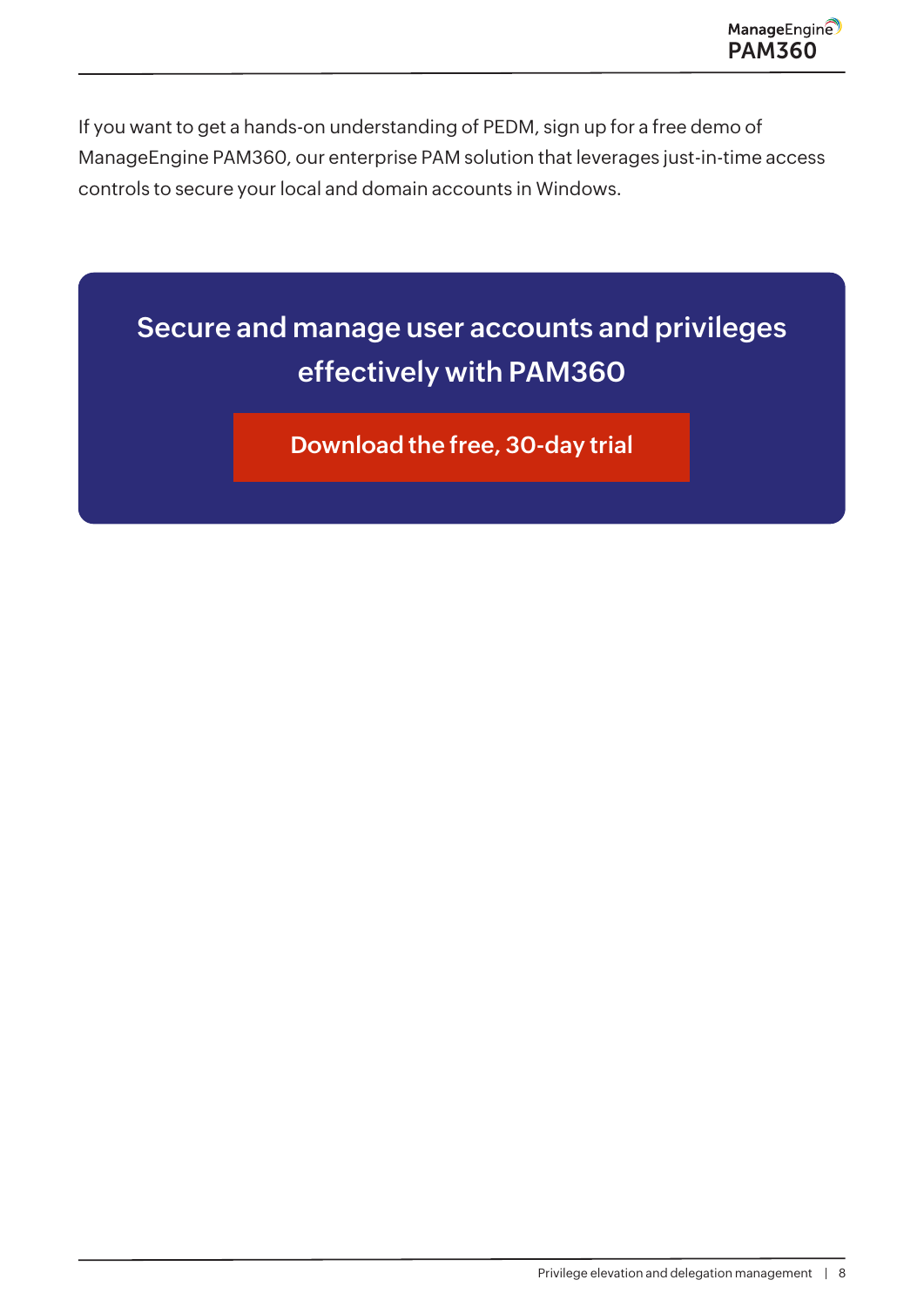If you want to get a hands-on understanding of PEDM, sign up for a free demo of ManageEngine PAM360, our enterprise PAM solution that leverages just-in-time access controls to secure your local and domain accounts in Windows.

## Secure and manage user accounts and privileges effectively with PAM360

**Download the free, 30-day trial**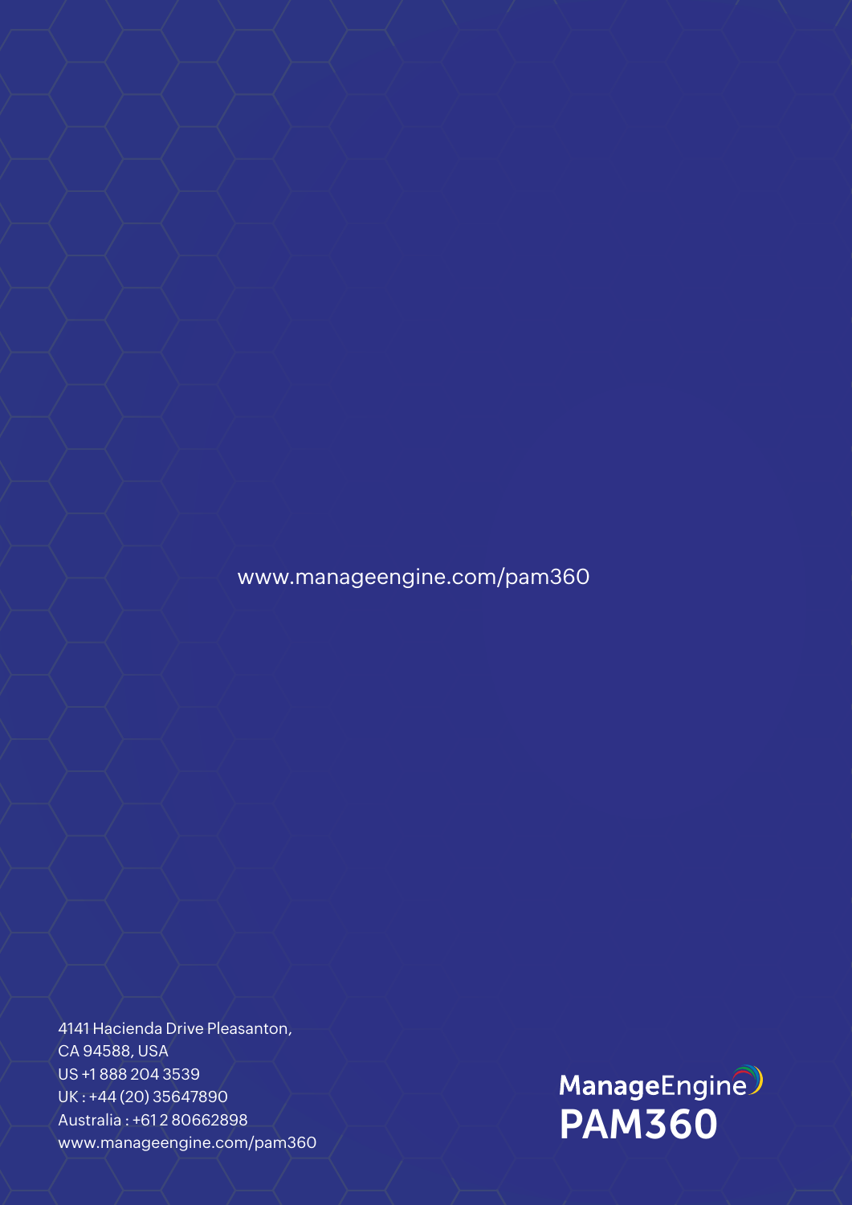www.manageengine.com/pam360

4141 Hacienda Drive Pleasanton,
CA 94588, USA
US +1 888 204 3539
UK : +44 (20) 35647890
Australia : +61 2 80662898
www.manageengine.com/pam360

ManageEngine
PAM360